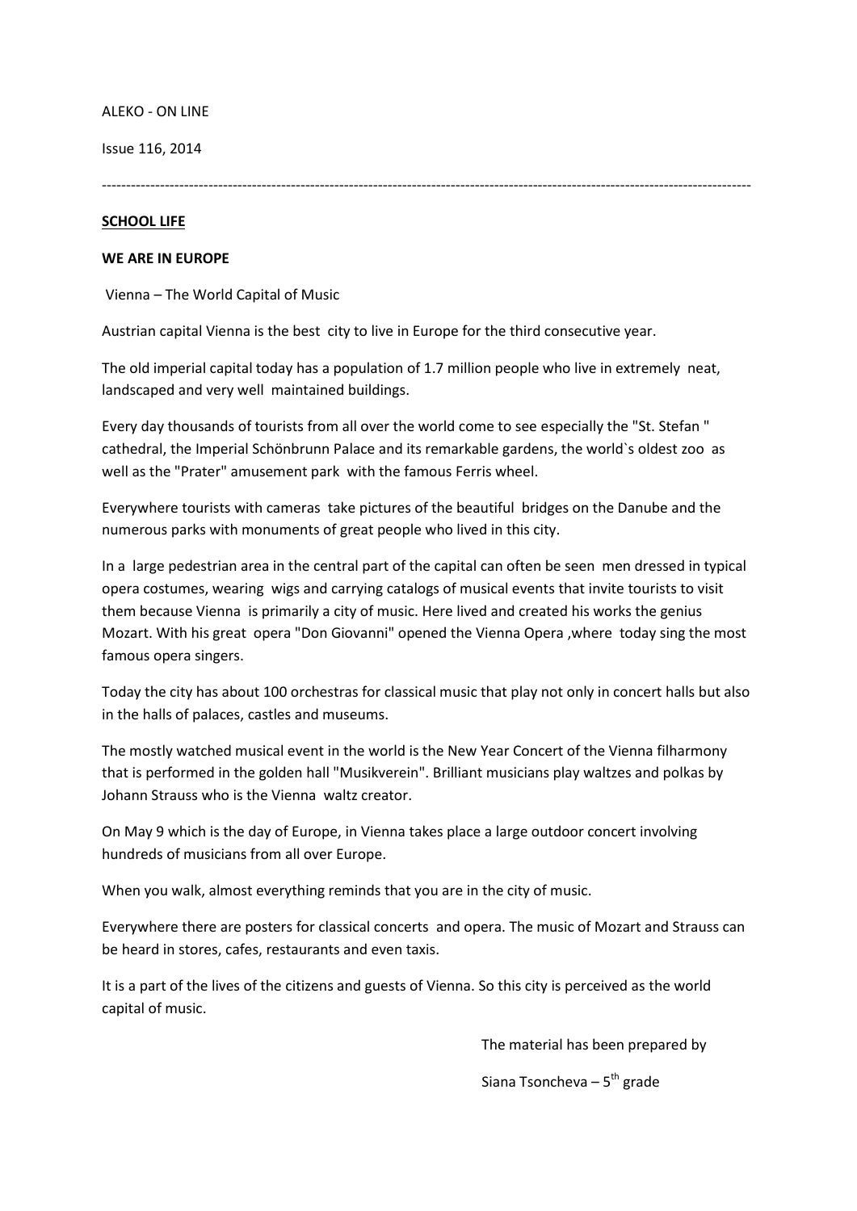ALEKO - ON LINE

Issue 116, 2014

---

## SCHOOL LIFE

### WE ARE IN EUROPE

Vienna – The World Capital of Music

Austrian capital Vienna is the best city to live in Europe for the third consecutive year.

The old imperial capital today has a population of 1.7 million people who live in extremely neat, landscaped and very well maintained buildings.

Every day thousands of tourists from all over the world come to see especially the "St. Stefan " cathedral, the Imperial Schönbrunn Palace and its remarkable gardens, the world`s oldest zoo as well as the "Prater" amusement park with the famous Ferris wheel.

Everywhere tourists with cameras take pictures of the beautiful bridges on the Danube and the numerous parks with monuments of great people who lived in this city.

In a large pedestrian area in the central part of the capital can often be seen men dressed in typical opera costumes, wearing wigs and carrying catalogs of musical events that invite tourists to visit them because Vienna is primarily a city of music. Here lived and created his works the genius Mozart. With his great opera "Don Giovanni" opened the Vienna Opera ,where today sing the most famous opera singers.

Today the city has about 100 orchestras for classical music that play not only in concert halls but also in the halls of palaces, castles and museums.

The mostly watched musical event in the world is the New Year Concert of the Vienna filharmony that is performed in the golden hall "Musikverein". Brilliant musicians play waltzes and polkas by Johann Strauss who is the Vienna waltz creator.

On May 9 which is the day of Europe, in Vienna takes place a large outdoor concert involving hundreds of musicians from all over Europe.

When you walk, almost everything reminds that you are in the city of music.

Everywhere there are posters for classical concerts and opera. The music of Mozart and Strauss can be heard in stores, cafes, restaurants and even taxis.

It is a part of the lives of the citizens and guests of Vienna. So this city is perceived as the world capital of music.

The material has been prepared by

Siana Tsoncheva – 5th grade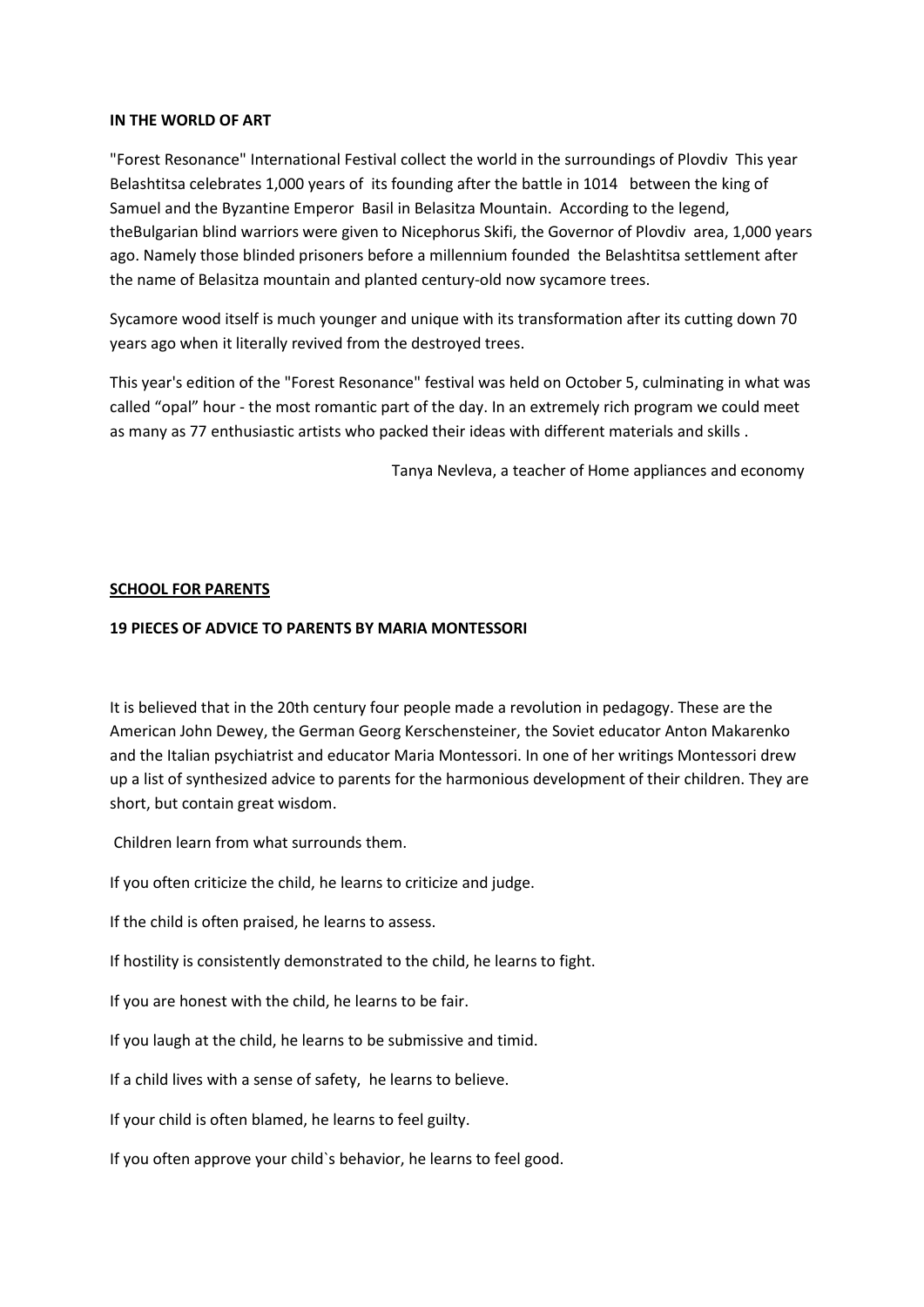**IN THE WORLD OF ART**

"Forest Resonance" International Festival collect the world in the surroundings of Plovdiv This year Belashtitsa celebrates 1,000 years of its founding after the battle in 1014 between the king of Samuel and the Byzantine Emperor Basil in Belasitza Mountain. According to the legend, theBulgarian blind warriors were given to Nicephorus Skifi, the Governor of Plovdiv area, 1,000 years ago. Namely those blinded prisoners before a millennium founded the Belashtitsa settlement after the name of Belasitza mountain and planted century-old now sycamore trees.

Sycamore wood itself is much younger and unique with its transformation after its cutting down 70 years ago when it literally revived from the destroyed trees.

This year's edition of the "Forest Resonance" festival was held on October 5, culminating in what was called "opal" hour - the most romantic part of the day. In an extremely rich program we could meet as many as 77 enthusiastic artists who packed their ideas with different materials and skills .

Tanya Nevleva, a teacher of Home appliances and economy

**SCHOOL FOR PARENTS**

**19 PIECES OF ADVICE TO PARENTS BY MARIA MONTESSORI**

It is believed that in the 20th century four people made a revolution in pedagogy. These are the American John Dewey, the German Georg Kerschensteiner, the Soviet educator Anton Makarenko and the Italian psychiatrist and educator Maria Montessori. In one of her writings Montessori drew up a list of synthesized advice to parents for the harmonious development of their children. They are short, but contain great wisdom.

Children learn from what surrounds them.

If you often criticize the child, he learns to criticize and judge.

If the child is often praised, he learns to assess.

If hostility is consistently demonstrated to the child, he learns to fight.

If you are honest with the child, he learns to be fair.

If you laugh at the child, he learns to be submissive and timid.

If a child lives with a sense of safety, he learns to believe.

If your child is often blamed, he learns to feel guilty.

If you often approve your child`s behavior, he learns to feel good.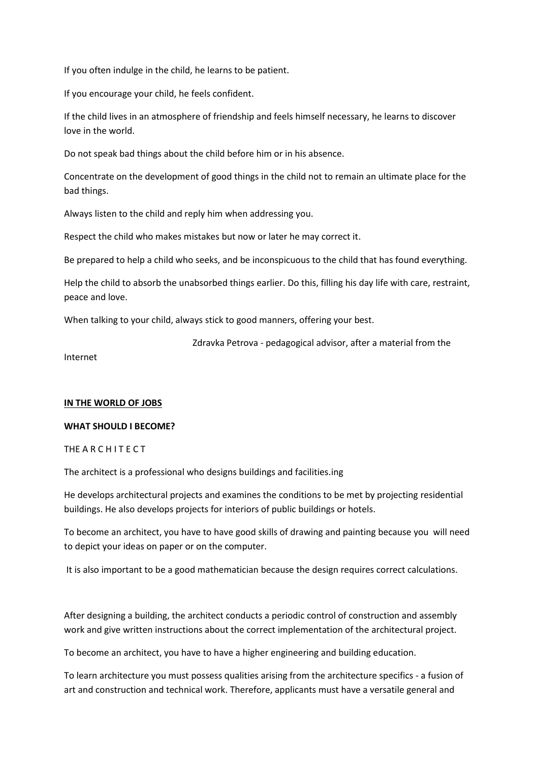If you often indulge in the child, he learns to be patient.

If you encourage your child, he feels confident.

If the child lives in an atmosphere of friendship and feels himself necessary, he learns to discover love in the world.

Do not speak bad things about the child before him or in his absence.

Concentrate on the development of good things in the child not to remain an ultimate place for the bad things.

Always listen to the child and reply him when addressing you.

Respect the child who makes mistakes but now or later he may correct it.

Be prepared to help a child who seeks, and be inconspicuous to the child that has found everything.

Help the child to absorb the unabsorbed things earlier. Do this, filling his day life with care, restraint, peace and love.

When talking to your child, always stick to good manners, offering your best.

Zdravka Petrova - pedagogical advisor, after a material from the Internet

**IN THE WORLD OF JOBS**

**WHAT SHOULD I BECOME?**

THE A R C H I T E C T

The architect is a professional who designs buildings and facilities.ing

He develops architectural projects and examines the conditions to be met by projecting residential buildings. He also develops projects for interiors of public buildings or hotels.

To become an architect, you have to have good skills of drawing and painting because you will need to depict your ideas on paper or on the computer.

It is also important to be a good mathematician because the design requires correct calculations.

After designing a building, the architect conducts a periodic control of construction and assembly work and give written instructions about the correct implementation of the architectural project.

To become an architect, you have to have a higher engineering and building education.

To learn architecture you must possess qualities arising from the architecture specifics - a fusion of art and construction and technical work. Therefore, applicants must have a versatile general and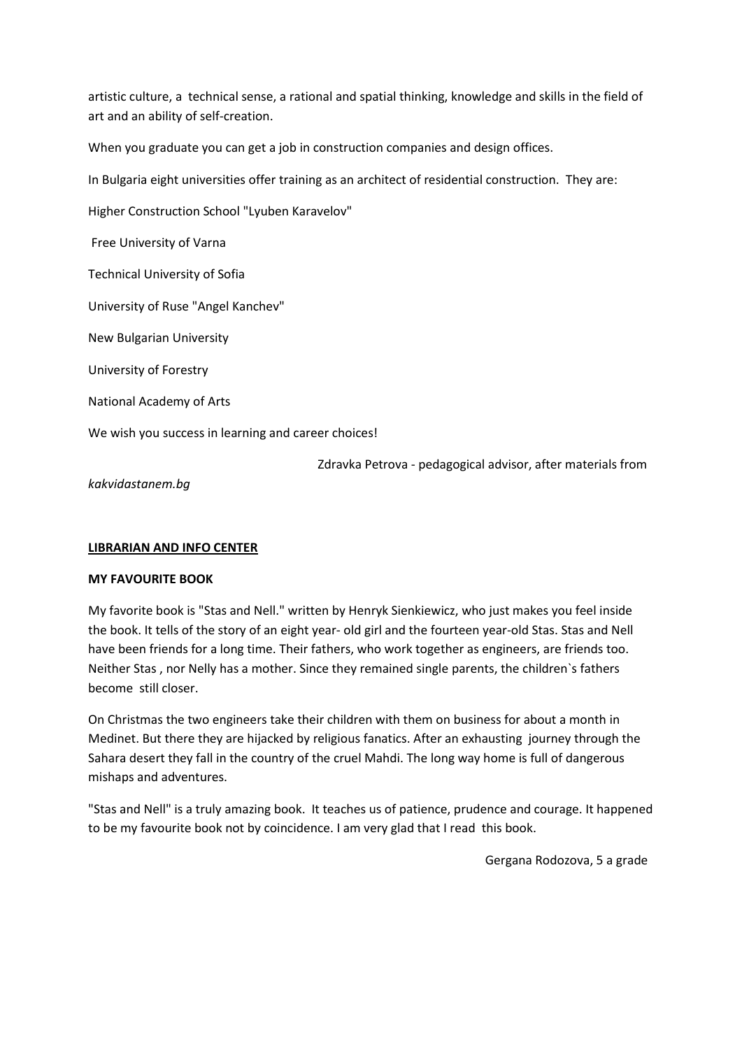artistic culture, a technical sense, a rational and spatial thinking, knowledge and skills in the field of art and an ability of self-creation.

When you graduate you can get a job in construction companies and design offices.

In Bulgaria eight universities offer training as an architect of residential construction. They are:

Higher Construction School "Lyuben Karavelov"

Free University of Varna

Technical University of Sofia

University of Ruse "Angel Kanchev"

New Bulgarian University

University of Forestry

National Academy of Arts

We wish you success in learning and career choices!

Zdravka Petrova - pedagogical advisor, after materials from *kakvidastanem.bg*

**LIBRARIAN AND INFO CENTER**

**MY FAVOURITE BOOK**

My favorite book is "Stas and Nell." written by Henryk Sienkiewicz, who just makes you feel inside the book. It tells of the story of an eight year- old girl and the fourteen year-old Stas. Stas and Nell have been friends for a long time. Their fathers, who work together as engineers, are friends too. Neither Stas , nor Nelly has a mother. Since they remained single parents, the children`s fathers become still closer.

On Christmas the two engineers take their children with them on business for about a month in Medinet. But there they are hijacked by religious fanatics. After an exhausting journey through the Sahara desert they fall in the country of the cruel Mahdi. The long way home is full of dangerous mishaps and adventures.

"Stas and Nell" is a truly amazing book. It teaches us of patience, prudence and courage. It happened to be my favourite book not by coincidence. I am very glad that I read this book.

Gergana Rodozova, 5 a grade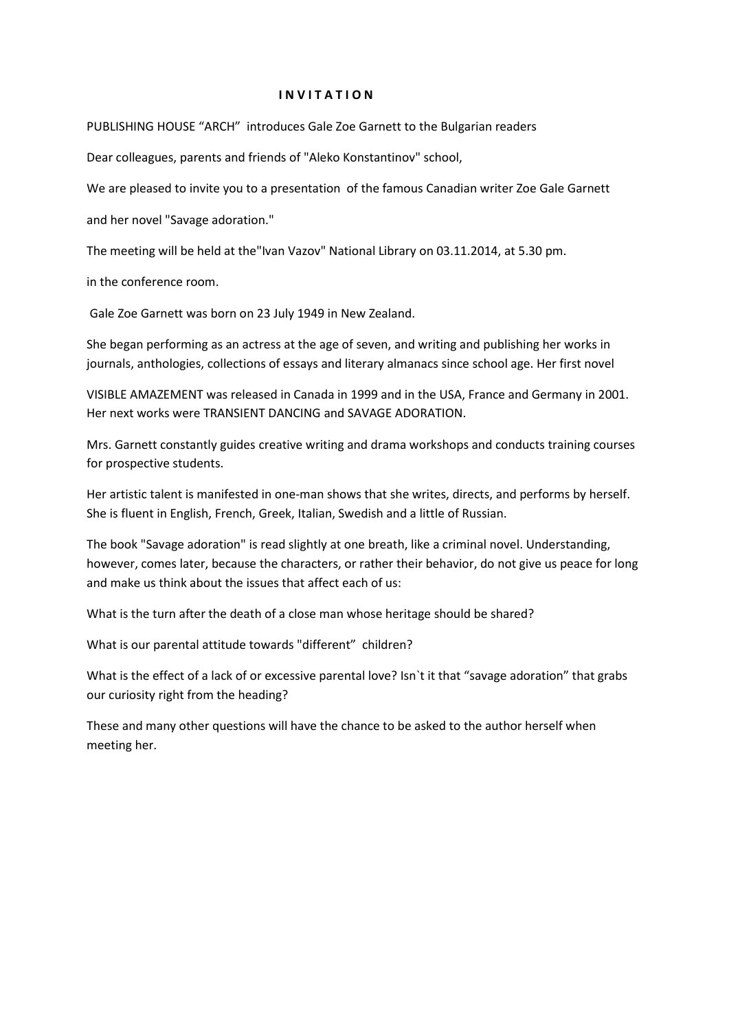**I N V I T A T I O N**

PUBLISHING HOUSE "ARCH" introduces Gale Zoe Garnett to the Bulgarian readers

Dear colleagues, parents and friends of "Aleko Konstantinov" school,

We are pleased to invite you to a presentation of the famous Canadian writer Zoe Gale Garnett

and her novel "Savage adoration."

The meeting will be held at the"Ivan Vazov" National Library on 03.11.2014, at 5.30 pm.

in the conference room.

Gale Zoe Garnett was born on 23 July 1949 in New Zealand.

She began performing as an actress at the age of seven, and writing and publishing her works in journals, anthologies, collections of essays and literary almanacs since school age. Her first novel

VISIBLE AMAZEMENT was released in Canada in 1999 and in the USA, France and Germany in 2001. Her next works were TRANSIENT DANCING and SAVAGE ADORATION.

Mrs. Garnett constantly guides creative writing and drama workshops and conducts training courses for prospective students.

Her artistic talent is manifested in one-man shows that she writes, directs, and performs by herself. She is fluent in English, French, Greek, Italian, Swedish and a little of Russian.

The book "Savage adoration" is read slightly at one breath, like a criminal novel. Understanding, however, comes later, because the characters, or rather their behavior, do not give us peace for long and make us think about the issues that affect each of us:

What is the turn after the death of a close man whose heritage should be shared?

What is our parental attitude towards "different" children?

What is the effect of a lack of or excessive parental love? Isn`t it that "savage adoration" that grabs our curiosity right from the heading?

These and many other questions will have the chance to be asked to the author herself when meeting her.